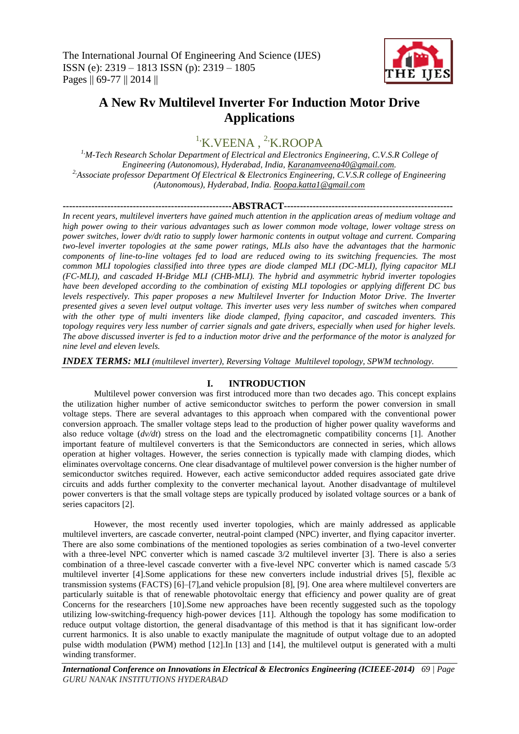The International Journal Of Engineering And Science (IJES)
ISSN (e): 2319 – 1813 ISSN (p): 2319 – 1805
Pages || 69-77 || 2014 ||

# A New Rv Multilevel Inverter For Induction Motor Drive Applications

[1,]K.VEENA , [2,]K.ROOPA

[1,]*M-Tech Research Scholar Department of Electrical and Electronics Engineering, C.V.S.R College of Engineering (Autonomous), Hyderabad, India, Karanamveena40@gmail.com.*
[2,]*Associate professor Department Of Electrical & Electronics Engineering, C.V.S.R college of Engineering (Autonomous), Hyderabad, India. Roopa.katta1@gmail.com*

## ABSTRACT

*In recent years, multilevel inverters have gained much attention in the application areas of medium voltage and high power owing to their various advantages such as lower common mode voltage, lower voltage stress on power switches, lower dv/dt ratio to supply lower harmonic contents in output voltage and current. Comparing two-level inverter topologies at the same power ratings, MLIs also have the advantages that the harmonic components of line-to-line voltages fed to load are reduced owing to its switching frequencies. The most common MLI topologies classified into three types are diode clamped MLI (DC-MLI), flying capacitor MLI (FC-MLI), and cascaded H-Bridge MLI (CHB-MLI). The hybrid and asymmetric hybrid inverter topologies have been developed according to the combination of existing MLI topologies or applying different DC bus levels respectively. This paper proposes a new Multilevel Inverter for Induction Motor Drive. The Inverter presented gives a seven level output voltage. This inverter uses very less number of switches when compared with the other type of multi inverters like diode clamped, flying capacitor, and cascaded inventers. This topology requires very less number of carrier signals and gate drivers, especially when used for higher levels. The above discussed inverter is fed to a induction motor drive and the performance of the motor is analyzed for nine level and eleven levels.*

***INDEX TERMS: MLI** (multilevel inverter), Reversing Voltage Multilevel topology, SPWM technology.*

## I. INTRODUCTION

Multilevel power conversion was first introduced more than two decades ago. This concept explains the utilization higher number of active semiconductor switches to perform the power conversion in small voltage steps. There are several advantages to this approach when compared with the conventional power conversion approach. The smaller voltage steps lead to the production of higher power quality waveforms and also reduce voltage (*dv/dt*) stress on the load and the electromagnetic compatibility concerns [1]. Another important feature of multilevel converters is that the Semiconductors are connected in series, which allows operation at higher voltages. However, the series connection is typically made with clamping diodes, which eliminates overvoltage concerns. One clear disadvantage of multilevel power conversion is the higher number of semiconductor switches required. However, each active semiconductor added requires associated gate drive circuits and adds further complexity to the converter mechanical layout. Another disadvantage of multilevel power converters is that the small voltage steps are typically produced by isolated voltage sources or a bank of series capacitors [2].

However, the most recently used inverter topologies, which are mainly addressed as applicable multilevel inverters, are cascade converter, neutral-point clamped (NPC) inverter, and flying capacitor inverter. There are also some combinations of the mentioned topologies as series combination of a two-level converter with a three-level NPC converter which is named cascade 3/2 multilevel inverter [3]. There is also a series combination of a three-level cascade converter with a five-level NPC converter which is named cascade 5/3 multilevel inverter [4].Some applications for these new converters include industrial drives [5], flexible ac transmission systems (FACTS) [6]–[7],and vehicle propulsion [8], [9]. One area where multilevel converters are particularly suitable is that of renewable photovoltaic energy that efficiency and power quality are of great Concerns for the researchers [10].Some new approaches have been recently suggested such as the topology utilizing low-switching-frequency high-power devices [11]. Although the topology has some modification to reduce output voltage distortion, the general disadvantage of this method is that it has significant low-order current harmonics. It is also unable to exactly manipulate the magnitude of output voltage due to an adopted pulse width modulation (PWM) method [12].In [13] and [14], the multilevel output is generated with a multi winding transformer.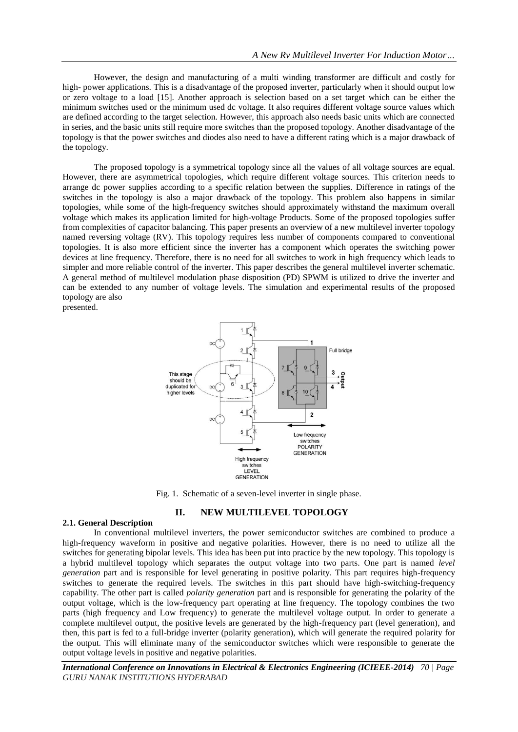However, the design and manufacturing of a multi winding transformer are difficult and costly for high- power applications. This is a disadvantage of the proposed inverter, particularly when it should output low or zero voltage to a load [15]. Another approach is selection based on a set target which can be either the minimum switches used or the minimum used dc voltage. It also requires different voltage source values which are defined according to the target selection. However, this approach also needs basic units which are connected in series, and the basic units still require more switches than the proposed topology. Another disadvantage of the topology is that the power switches and diodes also need to have a different rating which is a major drawback of the topology.

The proposed topology is a symmetrical topology since all the values of all voltage sources are equal. However, there are asymmetrical topologies, which require different voltage sources. This criterion needs to arrange dc power supplies according to a specific relation between the supplies. Difference in ratings of the switches in the topology is also a major drawback of the topology. This problem also happens in similar topologies, while some of the high-frequency switches should approximately withstand the maximum overall voltage which makes its application limited for high-voltage Products. Some of the proposed topologies suffer from complexities of capacitor balancing. This paper presents an overview of a new multilevel inverter topology named reversing voltage (RV). This topology requires less number of components compared to conventional topologies. It is also more efficient since the inverter has a component which operates the switching power devices at line frequency. Therefore, there is no need for all switches to work in high frequency which leads to simpler and more reliable control of the inverter. This paper describes the general multilevel inverter schematic. A general method of multilevel modulation phase disposition (PD) SPWM is utilized to drive the inverter and can be extended to any number of voltage levels. The simulation and experimental results of the proposed topology are also presented.

DC
1
2
This stage should be duplicated for higher levels
DC
6
3
DC
4
5
1
Full bridge
7
9
8
10
3
4
Output
2
Low frequency switches POLARITY GENERATION
High frequency switches LEVEL GENERATION

Fig. 1. Schematic of a seven-level inverter in single phase.

## II. NEW MULTILEVEL TOPOLOGY

### 2.1. General Description

In conventional multilevel inverters, the power semiconductor switches are combined to produce a high-frequency waveform in positive and negative polarities. However, there is no need to utilize all the switches for generating bipolar levels. This idea has been put into practice by the new topology. This topology is a hybrid multilevel topology which separates the output voltage into two parts. One part is named *level generation* part and is responsible for level generating in positive polarity. This part requires high-frequency switches to generate the required levels. The switches in this part should have high-switching-frequency capability. The other part is called *polarity generation* part and is responsible for generating the polarity of the output voltage, which is the low-frequency part operating at line frequency. The topology combines the two parts (high frequency and Low frequency) to generate the multilevel voltage output. In order to generate a complete multilevel output, the positive levels are generated by the high-frequency part (level generation), and then, this part is fed to a full-bridge inverter (polarity generation), which will generate the required polarity for the output. This will eliminate many of the semiconductor switches which were responsible to generate the output voltage levels in positive and negative polarities.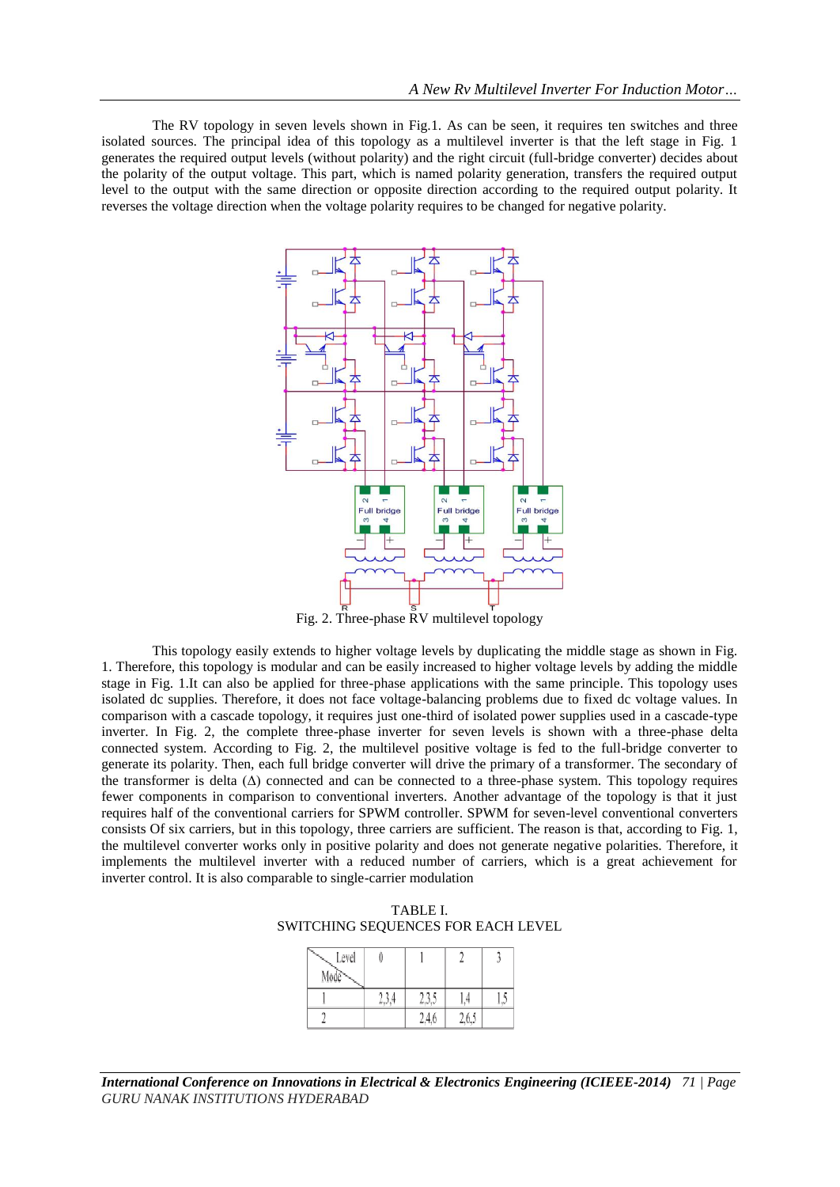The RV topology in seven levels shown in Fig.1. As can be seen, it requires ten switches and three isolated sources. The principal idea of this topology as a multilevel inverter is that the left stage in Fig. 1 generates the required output levels (without polarity) and the right circuit (full-bridge converter) decides about the polarity of the output voltage. This part, which is named polarity generation, transfers the required output level to the output with the same direction or opposite direction according to the required output polarity. It reverses the voltage direction when the voltage polarity requires to be changed for negative polarity.

Fig. 2. Three-phase RV multilevel topology

This topology easily extends to higher voltage levels by duplicating the middle stage as shown in Fig. 1. Therefore, this topology is modular and can be easily increased to higher voltage levels by adding the middle stage in Fig. 1.It can also be applied for three-phase applications with the same principle. This topology uses isolated dc supplies. Therefore, it does not face voltage-balancing problems due to fixed dc voltage values. In comparison with a cascade topology, it requires just one-third of isolated power supplies used in a cascade-type inverter. In Fig. 2, the complete three-phase inverter for seven levels is shown with a three-phase delta connected system. According to Fig. 2, the multilevel positive voltage is fed to the full-bridge converter to generate its polarity. Then, each full bridge converter will drive the primary of a transformer. The secondary of the transformer is delta (Δ) connected and can be connected to a three-phase system. This topology requires fewer components in comparison to conventional inverters. Another advantage of the topology is that it just requires half of the conventional carriers for SPWM controller. SPWM for seven-level conventional converters consists Of six carriers, but in this topology, three carriers are sufficient. The reason is that, according to Fig. 1, the multilevel converter works only in positive polarity and does not generate negative polarities. Therefore, it implements the multilevel inverter with a reduced number of carriers, which is a great achievement for inverter control. It is also comparable to single-carrier modulation

TABLE I.
SWITCHING SEQUENCES FOR EACH LEVEL

| Mode \ Level | 0 | 1 | 2 | 3 |
|---|---|---|---|---|
| 1 | 2,3,4 | 2,3,5 | 1,4 | 1,5 |
| 2 | | 2,4,6 | 2,6,5 | |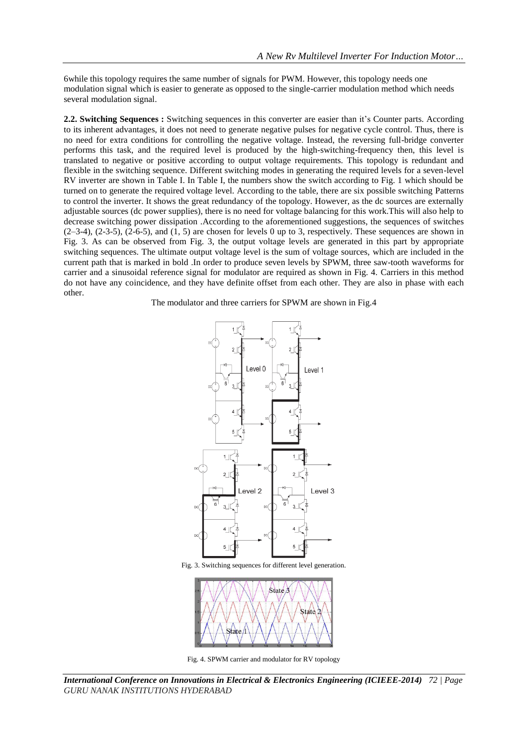6while this topology requires the same number of signals for PWM. However, this topology needs one modulation signal which is easier to generate as opposed to the single-carrier modulation method which needs several modulation signal.

**2.2. Switching Sequences :** Switching sequences in this converter are easier than it's Counter parts. According to its inherent advantages, it does not need to generate negative pulses for negative cycle control. Thus, there is no need for extra conditions for controlling the negative voltage. Instead, the reversing full-bridge converter performs this task, and the required level is produced by the high-switching-frequency then, this level is translated to negative or positive according to output voltage requirements. This topology is redundant and flexible in the switching sequence. Different switching modes in generating the required levels for a seven-level RV inverter are shown in Table I. In Table I, the numbers show the switch according to Fig. 1 which should be turned on to generate the required voltage level. According to the table, there are six possible switching Patterns to control the inverter. It shows the great redundancy of the topology. However, as the dc sources are externally adjustable sources (dc power supplies), there is no need for voltage balancing for this work.This will also help to decrease switching power dissipation .According to the aforementioned suggestions, the sequences of switches (2–3-4), (2-3-5), (2-6-5), and (1, 5) are chosen for levels 0 up to 3, respectively. These sequences are shown in Fig. 3. As can be observed from Fig. 3, the output voltage levels are generated in this part by appropriate switching sequences. The ultimate output voltage level is the sum of voltage sources, which are included in the current path that is marked in bold .In order to produce seven levels by SPWM, three saw-tooth waveforms for carrier and a sinusoidal reference signal for modulator are required as shown in Fig. 4. Carriers in this method do not have any coincidence, and they have definite offset from each other. They are also in phase with each other.

The modulator and three carriers for SPWM are shown in Fig.4

Fig. 3. Switching sequences for different level generation.

Fig. 4. SPWM carrier and modulator for RV topology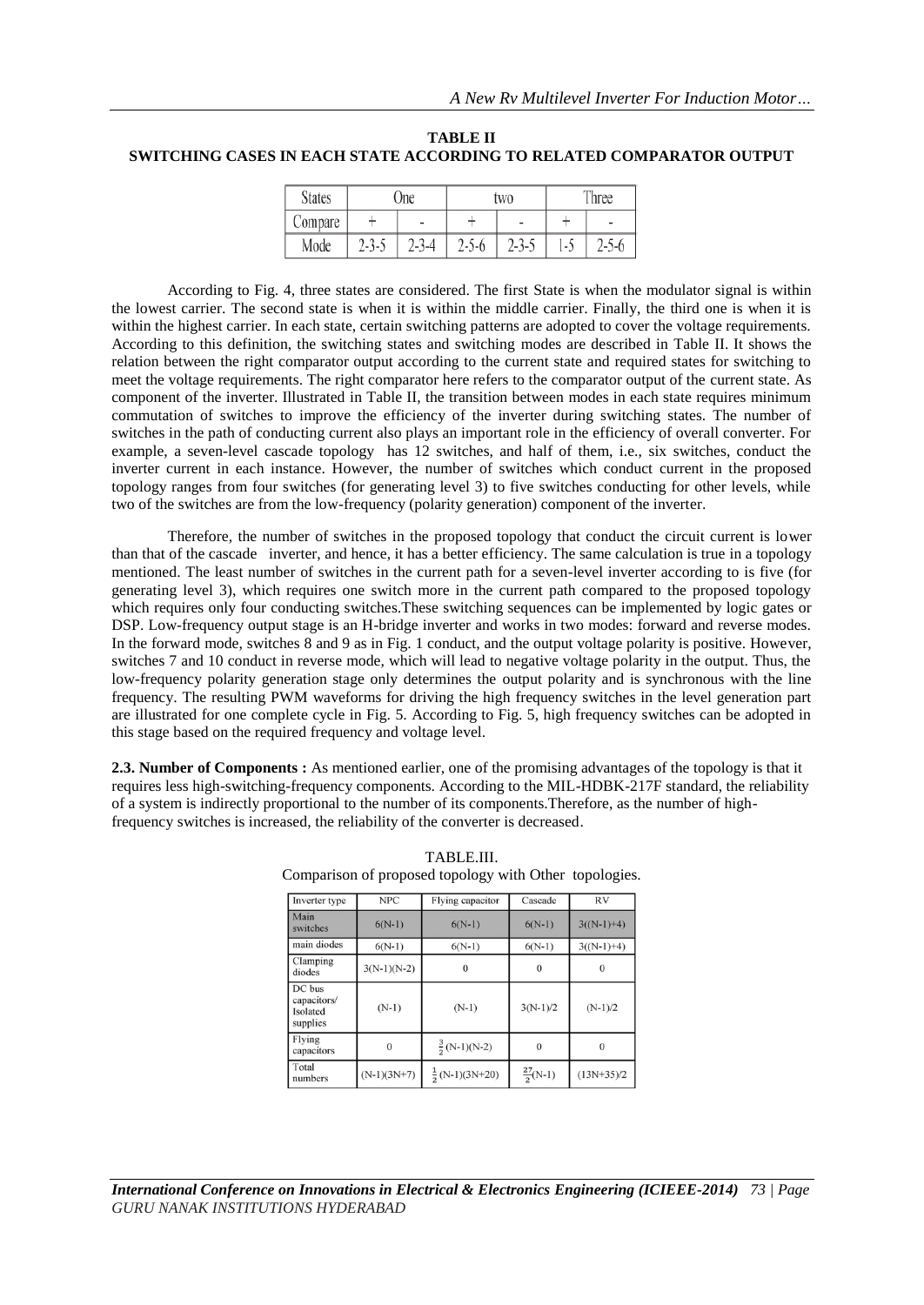**TABLE II**
**SWITCHING CASES IN EACH STATE ACCORDING TO RELATED COMPARATOR OUTPUT**

| States | One | | two | | Three | |
|---|---|---|---|---|---|---|
| Compare | + | - | + | - | + | - |
| Mode | 2-3-5 | 2-3-4 | 2-5-6 | 2-3-5 | 1-5 | 2-5-6 |

According to Fig. 4, three states are considered. The first State is when the modulator signal is within the lowest carrier. The second state is when it is within the middle carrier. Finally, the third one is when it is within the highest carrier. In each state, certain switching patterns are adopted to cover the voltage requirements. According to this definition, the switching states and switching modes are described in Table II. It shows the relation between the right comparator output according to the current state and required states for switching to meet the voltage requirements. The right comparator here refers to the comparator output of the current state. As component of the inverter. Illustrated in Table II, the transition between modes in each state requires minimum commutation of switches to improve the efficiency of the inverter during switching states. The number of switches in the path of conducting current also plays an important role in the efficiency of overall converter. For example, a seven-level cascade topology has 12 switches, and half of them, i.e., six switches, conduct the inverter current in each instance. However, the number of switches which conduct current in the proposed topology ranges from four switches (for generating level 3) to five switches conducting for other levels, while two of the switches are from the low-frequency (polarity generation) component of the inverter.

Therefore, the number of switches in the proposed topology that conduct the circuit current is lower than that of the cascade inverter, and hence, it has a better efficiency. The same calculation is true in a topology mentioned. The least number of switches in the current path for a seven-level inverter according to is five (for generating level 3), which requires one switch more in the current path compared to the proposed topology which requires only four conducting switches.These switching sequences can be implemented by logic gates or DSP. Low-frequency output stage is an H-bridge inverter and works in two modes: forward and reverse modes. In the forward mode, switches 8 and 9 as in Fig. 1 conduct, and the output voltage polarity is positive. However, switches 7 and 10 conduct in reverse mode, which will lead to negative voltage polarity in the output. Thus, the low-frequency polarity generation stage only determines the output polarity and is synchronous with the line frequency. The resulting PWM waveforms for driving the high frequency switches in the level generation part are illustrated for one complete cycle in Fig. 5. According to Fig. 5, high frequency switches can be adopted in this stage based on the required frequency and voltage level.

**2.3. Number of Components :** As mentioned earlier, one of the promising advantages of the topology is that it requires less high-switching-frequency components. According to the MIL-HDBK-217F standard, the reliability of a system is indirectly proportional to the number of its components.Therefore, as the number of high-frequency switches is increased, the reliability of the converter is decreased.

TABLE.III.
Comparison of proposed topology with Other topologies.

| Inverter type | NPC | Flying capacitor | Cascade | RV |
|---|---|---|---|---|
| Main switches | 6(N-1) | 6(N-1) | 6(N-1) | 3((N-1)+4) |
| main diodes | 6(N-1) | 6(N-1) | 6(N-1) | 3((N-1)+4) |
| Clamping diodes | 3(N-1)(N-2) | 0 | 0 | 0 |
| DC bus capacitors/ Isolated supplies | (N-1) | (N-1) | 3(N-1)/2 | (N-1)/2 |
| Flying capacitors | 0 | $\frac{3}{2}$(N-1)(N-2) | 0 | 0 |
| Total numbers | (N-1)(3N+7) | $\frac{1}{2}$(N-1)(3N+20) | $\frac{27}{2}$(N-1) | (13N+35)/2 |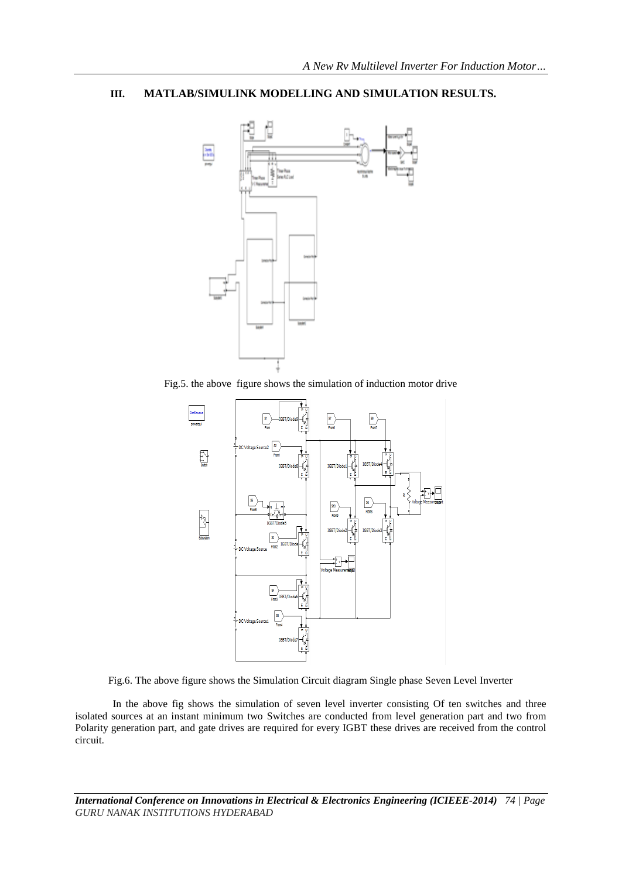## III. MATLAB/SIMULINK MODELLING AND SIMULATION RESULTS.

Fig.5. the above figure shows the simulation of induction motor drive

Fig.6. The above figure shows the Simulation Circuit diagram Single phase Seven Level Inverter

In the above fig shows the simulation of seven level inverter consisting Of ten switches and three isolated sources at an instant minimum two Switches are conducted from level generation part and two from Polarity generation part, and gate drives are required for every IGBT these drives are received from the control circuit.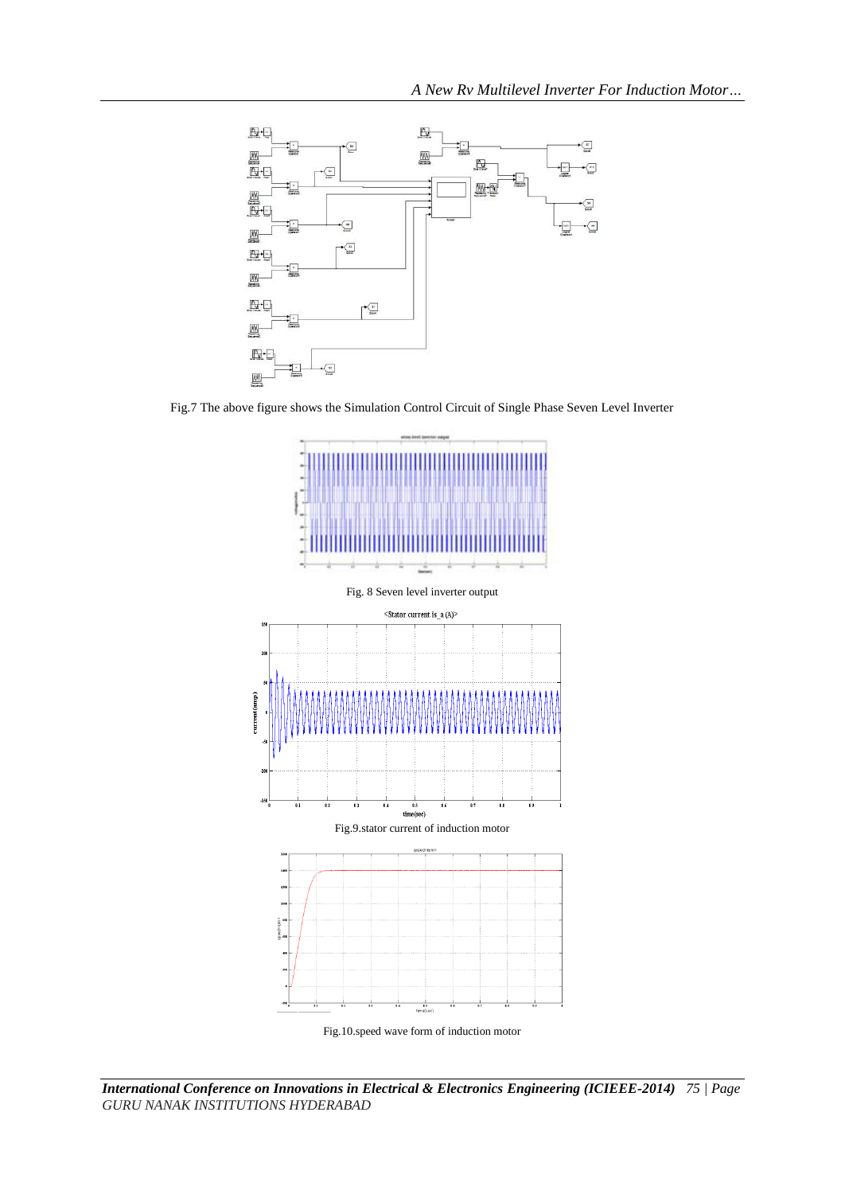Fig.7 The above figure shows the Simulation Control Circuit of Single Phase Seven Level Inverter

Fig. 8 Seven level inverter output

Fig.9.stator current of induction motor

Fig.10.speed wave form of induction motor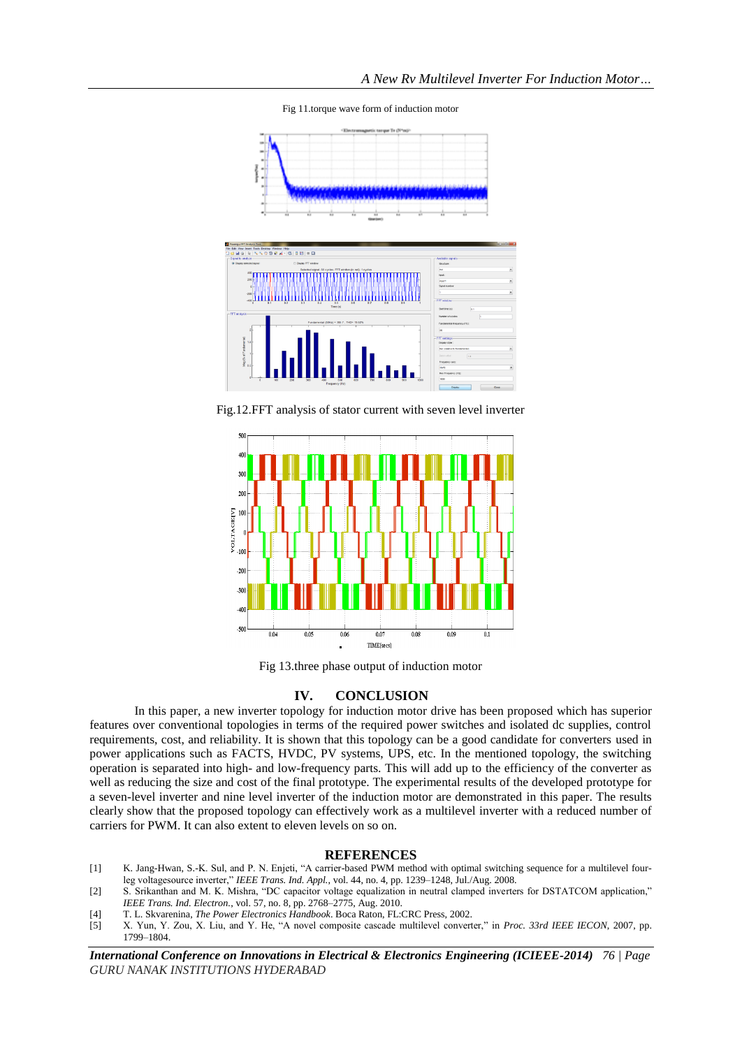Fig 11.torque wave form of induction motor

Fig.12.FFT analysis of stator current with seven level inverter

Fig 13.three phase output of induction motor

## IV. CONCLUSION

In this paper, a new inverter topology for induction motor drive has been proposed which has superior features over conventional topologies in terms of the required power switches and isolated dc supplies, control requirements, cost, and reliability. It is shown that this topology can be a good candidate for converters used in power applications such as FACTS, HVDC, PV systems, UPS, etc. In the mentioned topology, the switching operation is separated into high- and low-frequency parts. This will add up to the efficiency of the converter as well as reducing the size and cost of the final prototype. The experimental results of the developed prototype for a seven-level inverter and nine level inverter of the induction motor are demonstrated in this paper. The results clearly show that the proposed topology can effectively work as a multilevel inverter with a reduced number of carriers for PWM. It can also extent to eleven levels on so on.

## REFERENCES

[1] K. Jang-Hwan, S.-K. Sul, and P. N. Enjeti, "A carrier-based PWM method with optimal switching sequence for a multilevel four-leg voltagesource inverter," *IEEE Trans. Ind. Appl.*, vol. 44, no. 4, pp. 1239–1248, Jul./Aug. 2008.

[2] S. Srikanthan and M. K. Mishra, "DC capacitor voltage equalization in neutral clamped inverters for DSTATCOM application," *IEEE Trans. Ind. Electron.*, vol. 57, no. 8, pp. 2768–2775, Aug. 2010.

[4] T. L. Skvarenina, *The Power Electronics Handbook*. Boca Raton, FL:CRC Press, 2002.

[5] X. Yun, Y. Zou, X. Liu, and Y. He, "A novel composite cascade multilevel converter," in *Proc. 33rd IEEE IECON*, 2007, pp. 1799–1804.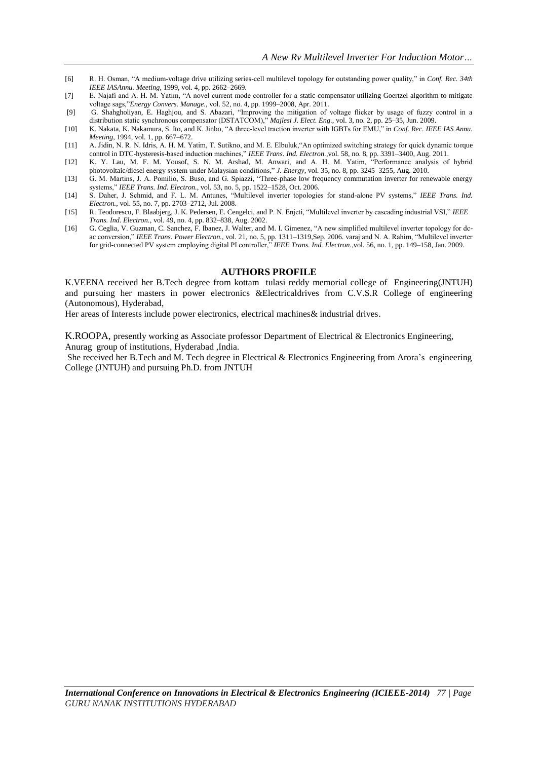[6] R. H. Osman, "A medium-voltage drive utilizing series-cell multilevel topology for outstanding power quality," in *Conf. Rec. 34th IEEE IASAnnu. Meeting*, 1999, vol. 4, pp. 2662–2669.

[7] E. Najafi and A. H. M. Yatim, "A novel current mode controller for a static compensator utilizing Goertzel algorithm to mitigate voltage sags,"*Energy Convers. Manage.*, vol. 52, no. 4, pp. 1999–2008, Apr. 2011.

[9] G. Shahgholiyan, E. Haghjou, and S. Abazari, "Improving the mitigation of voltage flicker by usage of fuzzy control in a distribution static synchronous compensator (DSTATCOM)," *Majlesi J. Elect. Eng.*, vol. 3, no. 2, pp. 25–35, Jun. 2009.

[10] K. Nakata, K. Nakamura, S. Ito, and K. Jinbo, "A three-level traction inverter with IGBTs for EMU," in *Conf. Rec. IEEE IAS Annu. Meeting*, 1994, vol. 1, pp. 667–672.

[11] A. Jidin, N. R. N. Idris, A. H. M. Yatim, T. Sutikno, and M. E. Elbuluk,"An optimized switching strategy for quick dynamic torque control in DTC-hysteresis-based induction machines," *IEEE Trans. Ind. Electron.*,vol. 58, no. 8, pp. 3391–3400, Aug. 2011.

[12] K. Y. Lau, M. F. M. Yousof, S. N. M. Arshad, M. Anwari, and A. H. M. Yatim, "Performance analysis of hybrid photovoltaic/diesel energy system under Malaysian conditions," *J. Energy*, vol. 35, no. 8, pp. 3245–3255, Aug. 2010.

[13] G. M. Martins, J. A. Pomilio, S. Buso, and G. Spiazzi, "Three-phase low frequency commutation inverter for renewable energy systems," *IEEE Trans. Ind. Electron.*, vol. 53, no. 5, pp. 1522–1528, Oct. 2006.

[14] S. Daher, J. Schmid, and F. L. M. Antunes, "Multilevel inverter topologies for stand-alone PV systems," *IEEE Trans. Ind. Electron.*, vol. 55, no. 7, pp. 2703–2712, Jul. 2008.

[15] R. Teodorescu, F. Blaabjerg, J. K. Pedersen, E. Cengelci, and P. N. Enjeti, "Multilevel inverter by cascading industrial VSI," *IEEE Trans. Ind. Electron.*, vol. 49, no. 4, pp. 832–838, Aug. 2002.

[16] G. Ceglia, V. Guzman, C. Sanchez, F. Ibanez, J. Walter, and M. I. Gimenez, "A new simplified multilevel inverter topology for dc-ac conversion," *IEEE Trans. Power Electron.*, vol. 21, no. 5, pp. 1311–1319,Sep. 2006. varaj and N. A. Rahim, "Multilevel inverter for grid-connected PV system employing digital PI controller," *IEEE Trans. Ind. Electron.*,vol. 56, no. 1, pp. 149–158, Jan. 2009.

## AUTHORS PROFILE

K.VEENA received her B.Tech degree from kottam tulasi reddy memorial college of Engineering(JNTUH) and pursuing her masters in power electronics &Electricaldrives from C.V.S.R College of engineering (Autonomous), Hyderabad,

Her areas of Interests include power electronics, electrical machines& industrial drives.

K.ROOPA, presently working as Associate professor Department of Electrical & Electronics Engineering, Anurag group of institutions, Hyderabad ,India.

She received her B.Tech and M. Tech degree in Electrical & Electronics Engineering from Arora's engineering College (JNTUH) and pursuing Ph.D. from JNTUH